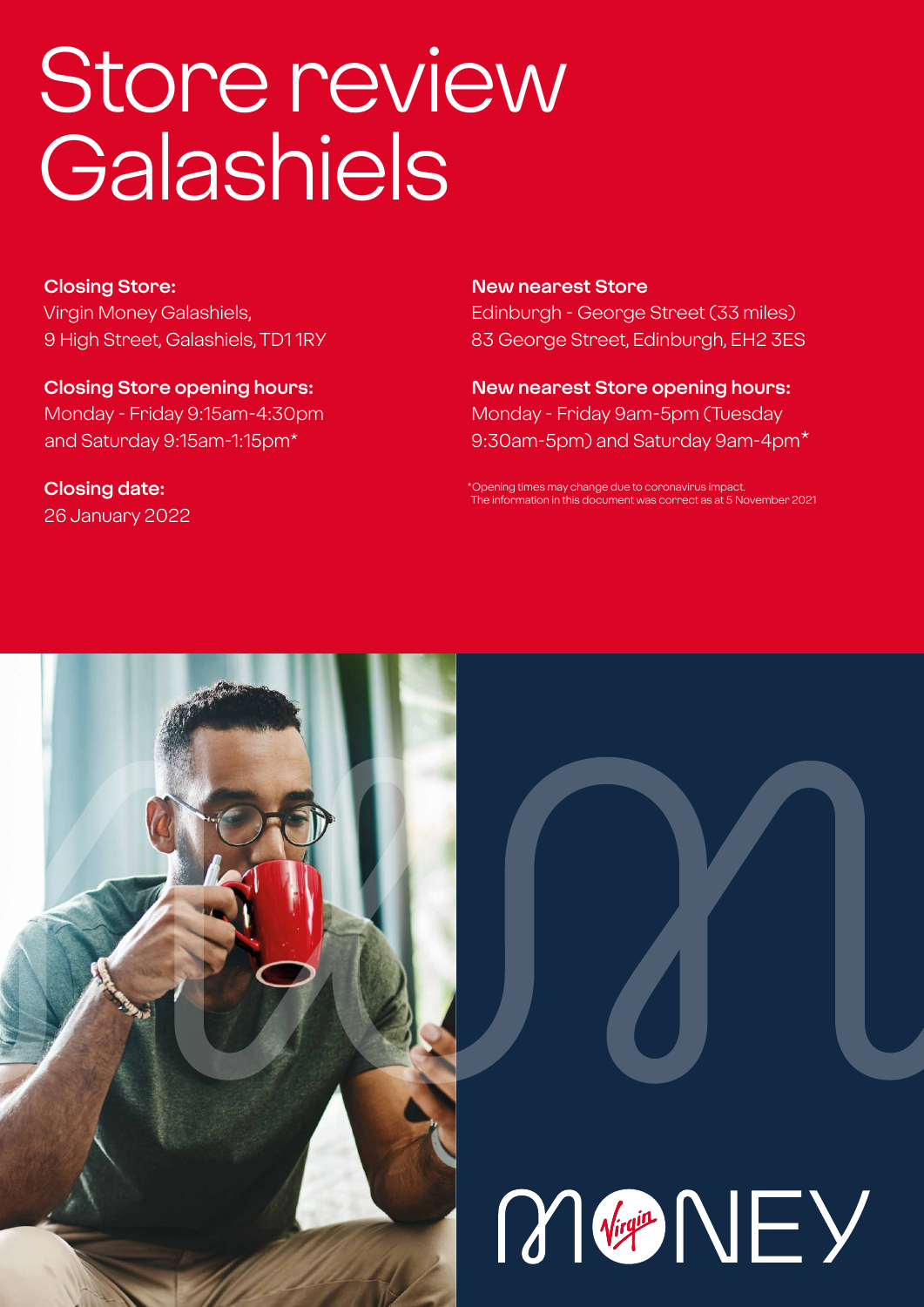# Store review Galashiels

**Closing Store:**
Virgin Money Galashiels,
9 High Street, Galashiels, TD1 1RY

**Closing Store opening hours:**
Monday - Friday 9:15am-4:30pm
and Saturday 9:15am-1:15pm*

**Closing date:**
26 January 2022

**New nearest Store**
Edinburgh - George Street (33 miles)
83 George Street, Edinburgh, EH2 3ES

**New nearest Store opening hours:**
Monday - Friday 9am-5pm (Tuesday 9:30am-5pm) and Saturday 9am-4pm*

*Opening times may change due to coronavirus impact.
The information in this document was correct as at 5 November 2021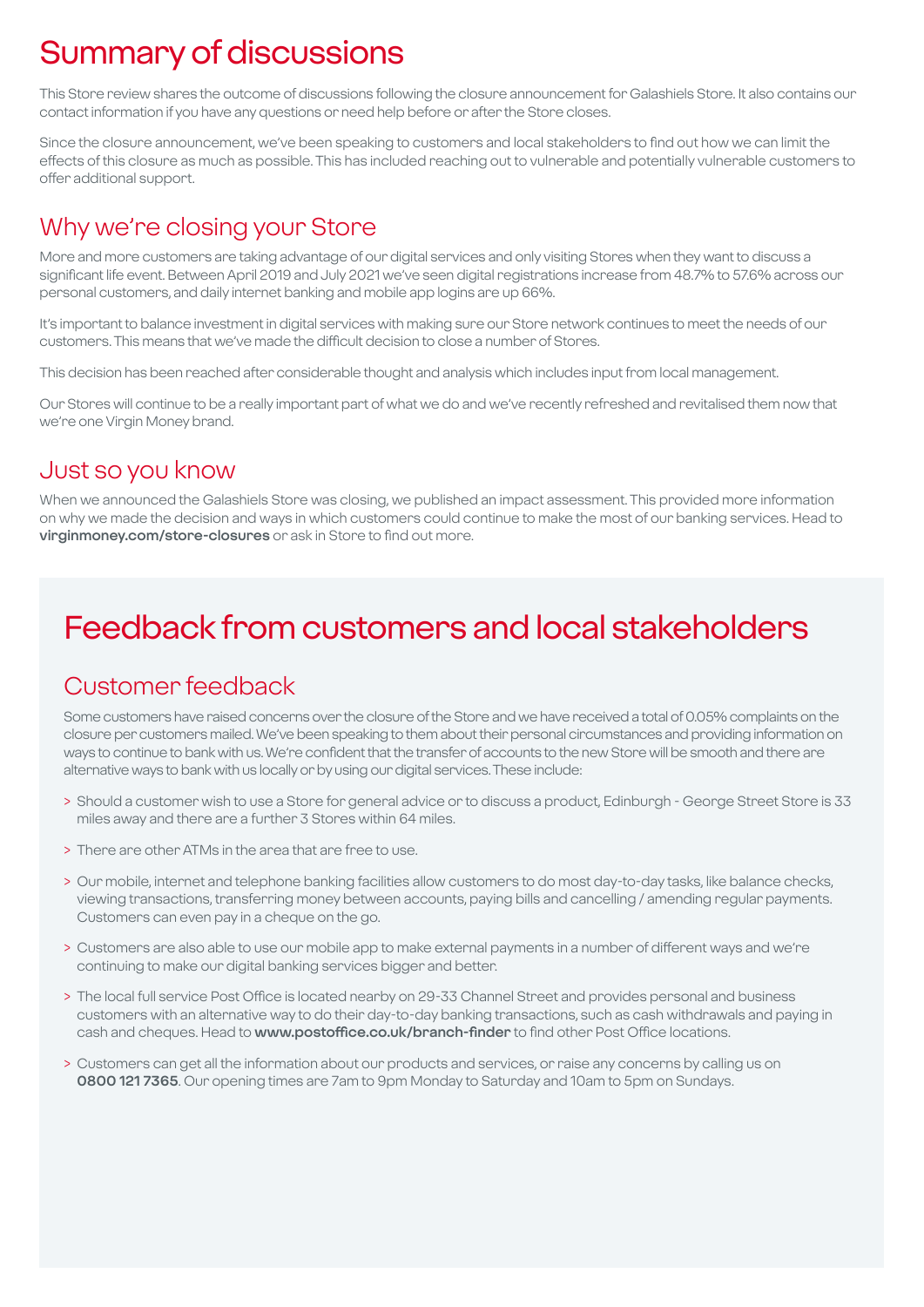# Summary of discussions

This Store review shares the outcome of discussions following the closure announcement for Galashiels Store. It also contains our contact information if you have any questions or need help before or after the Store closes.

Since the closure announcement, we've been speaking to customers and local stakeholders to find out how we can limit the effects of this closure as much as possible. This has included reaching out to vulnerable and potentially vulnerable customers to offer additional support.

## Why we're closing your Store

More and more customers are taking advantage of our digital services and only visiting Stores when they want to discuss a significant life event. Between April 2019 and July 2021 we've seen digital registrations increase from 48.7% to 57.6% across our personal customers, and daily internet banking and mobile app logins are up 66%.

It's important to balance investment in digital services with making sure our Store network continues to meet the needs of our customers. This means that we've made the difficult decision to close a number of Stores.

This decision has been reached after considerable thought and analysis which includes input from local management.

Our Stores will continue to be a really important part of what we do and we've recently refreshed and revitalised them now that we're one Virgin Money brand.

## Just so you know

When we announced the Galashiels Store was closing, we published an impact assessment. This provided more information on why we made the decision and ways in which customers could continue to make the most of our banking services. Head to **virginmoney.com/store-closures** or ask in Store to find out more.

# Feedback from customers and local stakeholders

## Customer feedback

Some customers have raised concerns over the closure of the Store and we have received a total of 0.05% complaints on the closure per customers mailed. We've been speaking to them about their personal circumstances and providing information on ways to continue to bank with us. We're confident that the transfer of accounts to the new Store will be smooth and there are alternative ways to bank with us locally or by using our digital services. These include:

> Should a customer wish to use a Store for general advice or to discuss a product, Edinburgh - George Street Store is 33 miles away and there are a further 3 Stores within 64 miles.

> There are other ATMs in the area that are free to use.

> Our mobile, internet and telephone banking facilities allow customers to do most day-to-day tasks, like balance checks, viewing transactions, transferring money between accounts, paying bills and cancelling / amending regular payments. Customers can even pay in a cheque on the go.

> Customers are also able to use our mobile app to make external payments in a number of different ways and we're continuing to make our digital banking services bigger and better.

> The local full service Post Office is located nearby on 29-33 Channel Street and provides personal and business customers with an alternative way to do their day-to-day banking transactions, such as cash withdrawals and paying in cash and cheques. Head to **www.postoffice.co.uk/branch-finder** to find other Post Office locations.

> Customers can get all the information about our products and services, or raise any concerns by calling us on **0800 121 7365**. Our opening times are 7am to 9pm Monday to Saturday and 10am to 5pm on Sundays.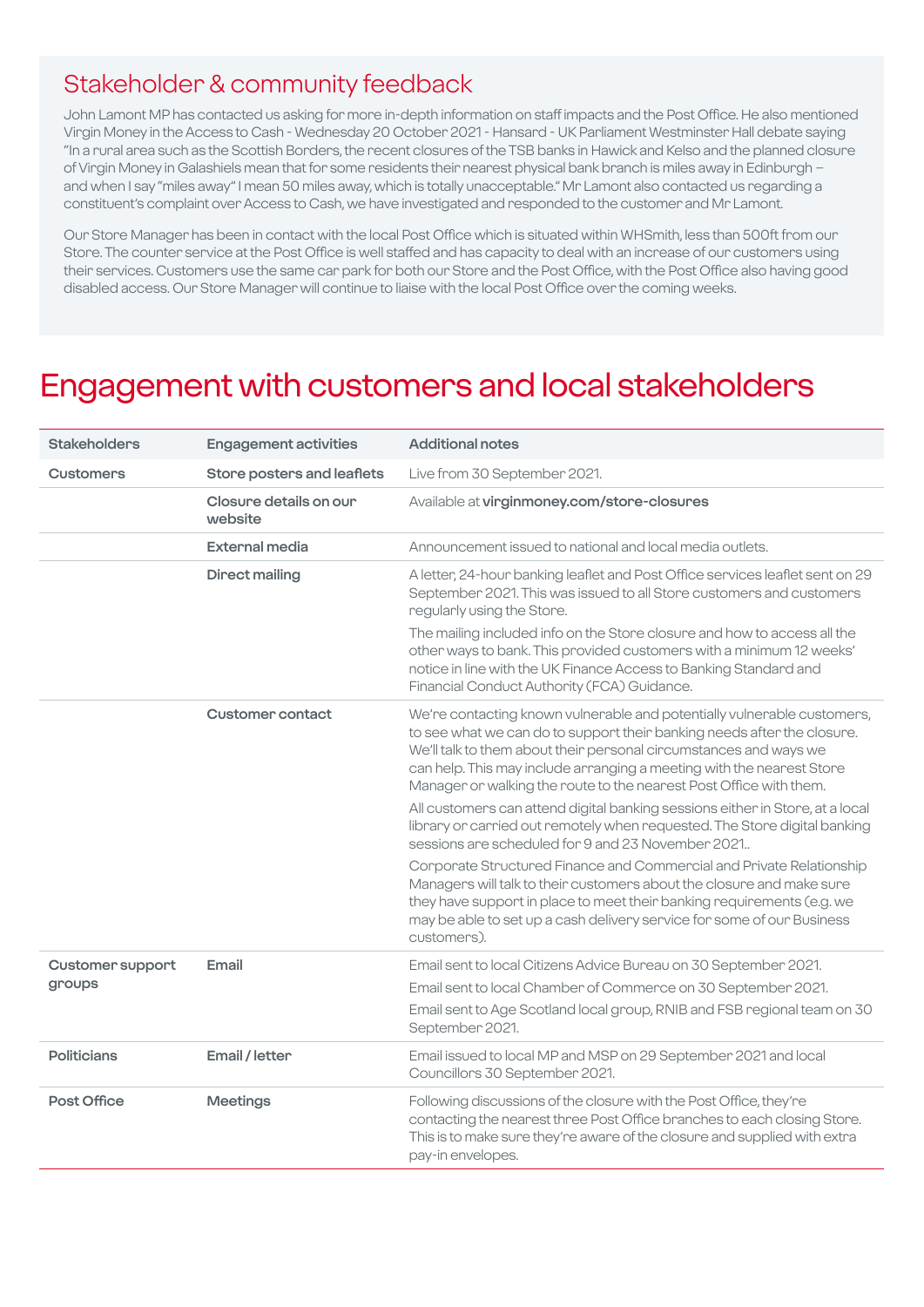## Stakeholder & community feedback

John Lamont MP has contacted us asking for more in-depth information on staff impacts and the Post Office. He also mentioned Virgin Money in the Access to Cash - Wednesday 20 October 2021 - Hansard - UK Parliament Westminster Hall debate saying "In a rural area such as the Scottish Borders, the recent closures of the TSB banks in Hawick and Kelso and the planned closure of Virgin Money in Galashiels mean that for some residents their nearest physical bank branch is miles away in Edinburgh – and when I say "miles away" I mean 50 miles away, which is totally unacceptable." Mr Lamont also contacted us regarding a constituent's complaint over Access to Cash, we have investigated and responded to the customer and Mr Lamont.

Our Store Manager has been in contact with the local Post Office which is situated within WHSmith, less than 500ft from our Store. The counter service at the Post Office is well staffed and has capacity to deal with an increase of our customers using their services. Customers use the same car park for both our Store and the Post Office, with the Post Office also having good disabled access. Our Store Manager will continue to liaise with the local Post Office over the coming weeks.

# Engagement with customers and local stakeholders

| Stakeholders | Engagement activities | Additional notes |
|---|---|---|
| **Customers** | **Store posters and leaflets** | Live from 30 September 2021. |
| | **Closure details on our website** | Available at **virginmoney.com/store-closures** |
| | **External media** | Announcement issued to national and local media outlets. |
| | **Direct mailing** | A letter, 24-hour banking leaflet and Post Office services leaflet sent on 29 September 2021. This was issued to all Store customers and customers regularly using the Store.<br><br>The mailing included info on the Store closure and how to access all the other ways to bank. This provided customers with a minimum 12 weeks' notice in line with the UK Finance Access to Banking Standard and Financial Conduct Authority (FCA) Guidance. |
| | **Customer contact** | We're contacting known vulnerable and potentially vulnerable customers, to see what we can do to support their banking needs after the closure. We'll talk to them about their personal circumstances and ways we can help. This may include arranging a meeting with the nearest Store Manager or walking the route to the nearest Post Office with them.<br><br>All customers can attend digital banking sessions either in Store, at a local library or carried out remotely when requested. The Store digital banking sessions are scheduled for 9 and 23 November 2021..<br><br>Corporate Structured Finance and Commercial and Private Relationship Managers will talk to their customers about the closure and make sure they have support in place to meet their banking requirements (e.g. we may be able to set up a cash delivery service for some of our Business customers). |
| **Customer support groups** | **Email** | Email sent to local Citizens Advice Bureau on 30 September 2021.<br><br>Email sent to local Chamber of Commerce on 30 September 2021.<br><br>Email sent to Age Scotland local group, RNIB and FSB regional team on 30 September 2021. |
| **Politicians** | **Email / letter** | Email issued to local MP and MSP on 29 September 2021 and local Councillors 30 September 2021. |
| **Post Office** | **Meetings** | Following discussions of the closure with the Post Office, they're contacting the nearest three Post Office branches to each closing Store. This is to make sure they're aware of the closure and supplied with extra pay-in envelopes. |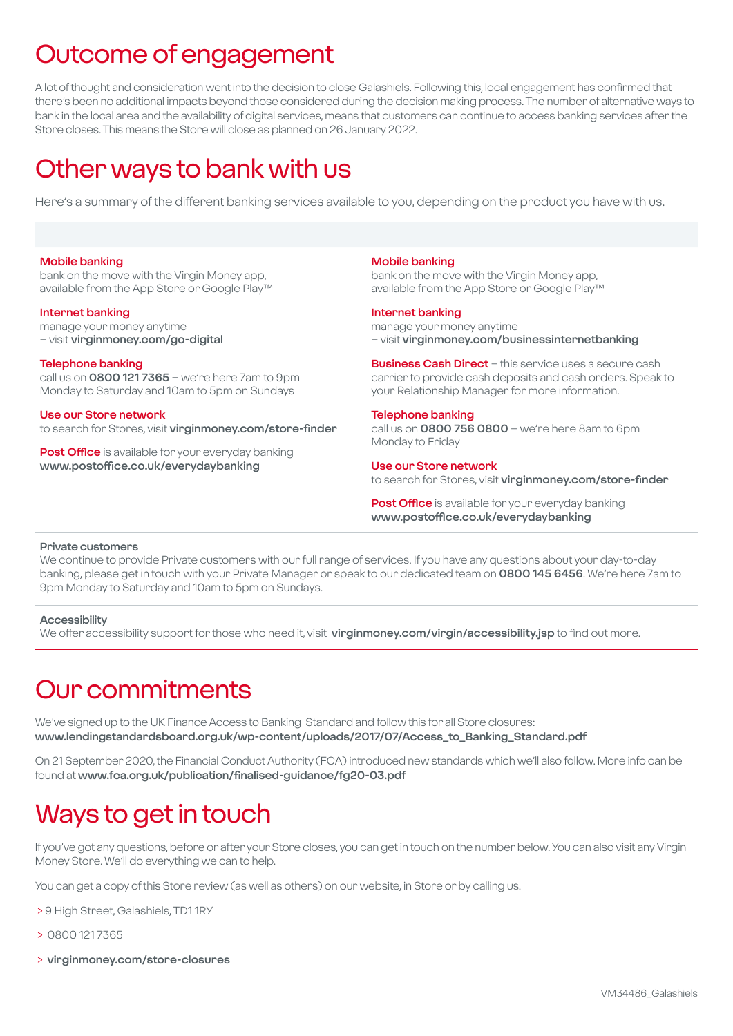# Outcome of engagement

A lot of thought and consideration went into the decision to close Galashiels. Following this, local engagement has confirmed that there's been no additional impacts beyond those considered during the decision making process. The number of alternative ways to bank in the local area and the availability of digital services, means that customers can continue to access banking services after the Store closes. This means the Store will close as planned on 26 January 2022.

# Other ways to bank with us

Here's a summary of the different banking services available to you, depending on the product you have with us.

**Mobile banking**
bank on the move with the Virgin Money app, available from the App Store or Google Play™

**Internet banking**
manage your money anytime – visit **virginmoney.com/go-digital**

**Telephone banking**
call us on **0800 121 7365** – we're here 7am to 9pm Monday to Saturday and 10am to 5pm on Sundays

**Use our Store network**
to search for Stores, visit **virginmoney.com/store-finder**

**Post Office** is available for your everyday banking **www.postoffice.co.uk/everydaybanking**

**Mobile banking**
bank on the move with the Virgin Money app, available from the App Store or Google Play™

**Internet banking**
manage your money anytime – visit **virginmoney.com/businessinternetbanking**

**Business Cash Direct** – this service uses a secure cash carrier to provide cash deposits and cash orders. Speak to your Relationship Manager for more information.

**Telephone banking**
call us on **0800 756 0800** – we're here 8am to 6pm Monday to Friday

**Use our Store network**
to search for Stores, visit **virginmoney.com/store-finder**

**Post Office** is available for your everyday banking **www.postoffice.co.uk/everydaybanking**

**Private customers**
We continue to provide Private customers with our full range of services. If you have any questions about your day-to-day banking, please get in touch with your Private Manager or speak to our dedicated team on **0800 145 6456**. We're here 7am to 9pm Monday to Saturday and 10am to 5pm on Sundays.

**Accessibility**
We offer accessibility support for those who need it, visit **virginmoney.com/virgin/accessibility.jsp** to find out more.

# Our commitments

We've signed up to the UK Finance Access to Banking Standard and follow this for all Store closures: **www.lendingstandardsboard.org.uk/wp-content/uploads/2017/07/Access_to_Banking_Standard.pdf**

On 21 September 2020, the Financial Conduct Authority (FCA) introduced new standards which we'll also follow. More info can be found at **www.fca.org.uk/publication/finalised-guidance/fg20-03.pdf**

# Ways to get in touch

If you've got any questions, before or after your Store closes, you can get in touch on the number below. You can also visit any Virgin Money Store. We'll do everything we can to help.

You can get a copy of this Store review (as well as others) on our website, in Store or by calling us.

> 9 High Street, Galashiels, TD1 1RY

> 0800 121 7365

> **virginmoney.com/store-closures**

VM34486_Galashiels